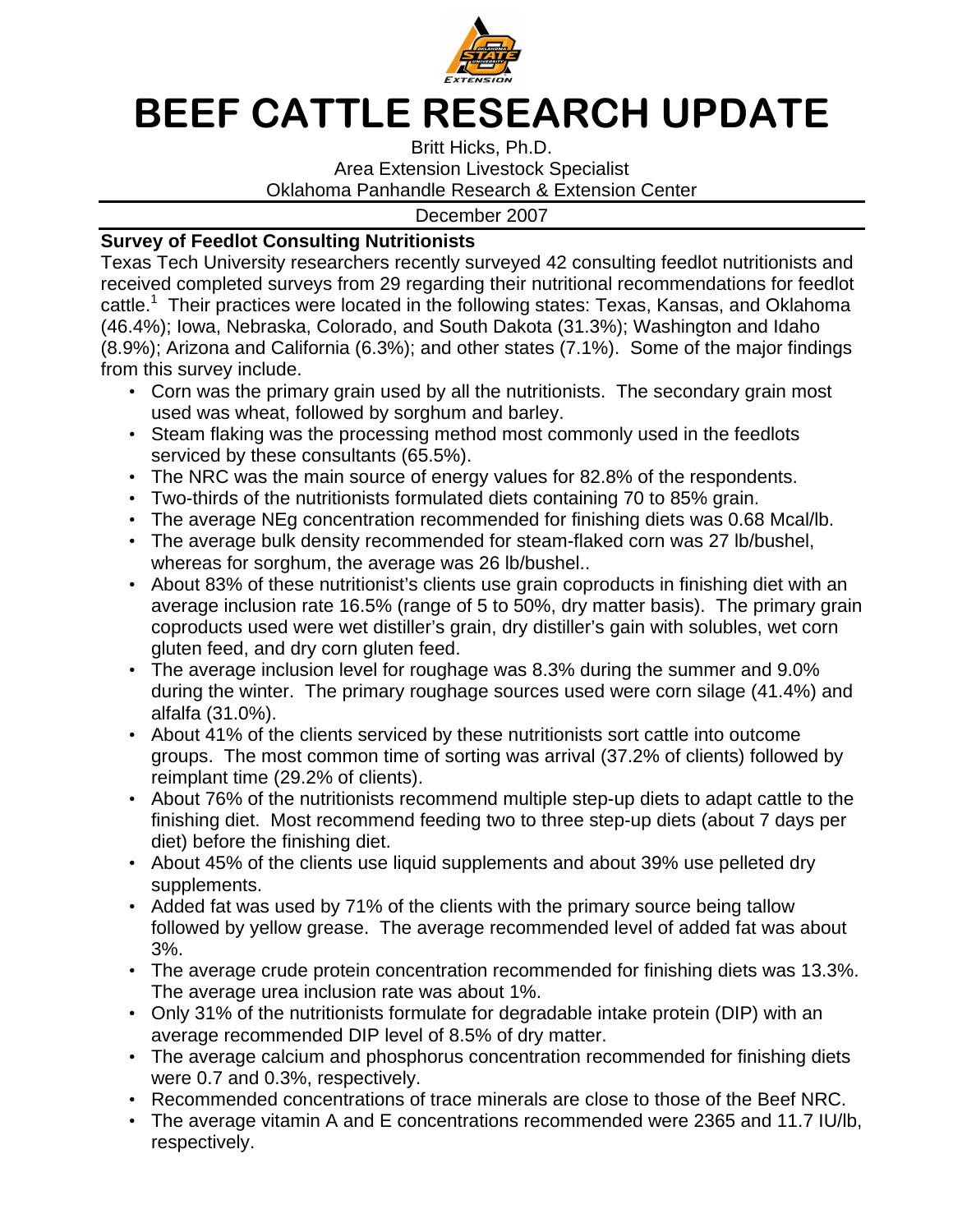# BEEF CATTLE RESEARCH UPDATE

Britt Hicks, Ph.D.
Area Extension Livestock Specialist
Oklahoma Panhandle Research & Extension Center

December 2007

**Survey of Feedlot Consulting Nutritionists**

Texas Tech University researchers recently surveyed 42 consulting feedlot nutritionists and received completed surveys from 29 regarding their nutritional recommendations for feedlot cattle.[1] Their practices were located in the following states: Texas, Kansas, and Oklahoma (46.4%); Iowa, Nebraska, Colorado, and South Dakota (31.3%); Washington and Idaho (8.9%); Arizona and California (6.3%); and other states (7.1%). Some of the major findings from this survey include.

- Corn was the primary grain used by all the nutritionists. The secondary grain most used was wheat, followed by sorghum and barley.
- Steam flaking was the processing method most commonly used in the feedlots serviced by these consultants (65.5%).
- The NRC was the main source of energy values for 82.8% of the respondents.
- Two-thirds of the nutritionists formulated diets containing 70 to 85% grain.
- The average NEg concentration recommended for finishing diets was 0.68 Mcal/lb.
- The average bulk density recommended for steam-flaked corn was 27 lb/bushel, whereas for sorghum, the average was 26 lb/bushel..
- About 83% of these nutritionist's clients use grain coproducts in finishing diet with an average inclusion rate 16.5% (range of 5 to 50%, dry matter basis). The primary grain coproducts used were wet distiller's grain, dry distiller's gain with solubles, wet corn gluten feed, and dry corn gluten feed.
- The average inclusion level for roughage was 8.3% during the summer and 9.0% during the winter. The primary roughage sources used were corn silage (41.4%) and alfalfa (31.0%).
- About 41% of the clients serviced by these nutritionists sort cattle into outcome groups. The most common time of sorting was arrival (37.2% of clients) followed by reimplant time (29.2% of clients).
- About 76% of the nutritionists recommend multiple step-up diets to adapt cattle to the finishing diet. Most recommend feeding two to three step-up diets (about 7 days per diet) before the finishing diet.
- About 45% of the clients use liquid supplements and about 39% use pelleted dry supplements.
- Added fat was used by 71% of the clients with the primary source being tallow followed by yellow grease. The average recommended level of added fat was about 3%.
- The average crude protein concentration recommended for finishing diets was 13.3%. The average urea inclusion rate was about 1%.
- Only 31% of the nutritionists formulate for degradable intake protein (DIP) with an average recommended DIP level of 8.5% of dry matter.
- The average calcium and phosphorus concentration recommended for finishing diets were 0.7 and 0.3%, respectively.
- Recommended concentrations of trace minerals are close to those of the Beef NRC.
- The average vitamin A and E concentrations recommended were 2365 and 11.7 IU/lb, respectively.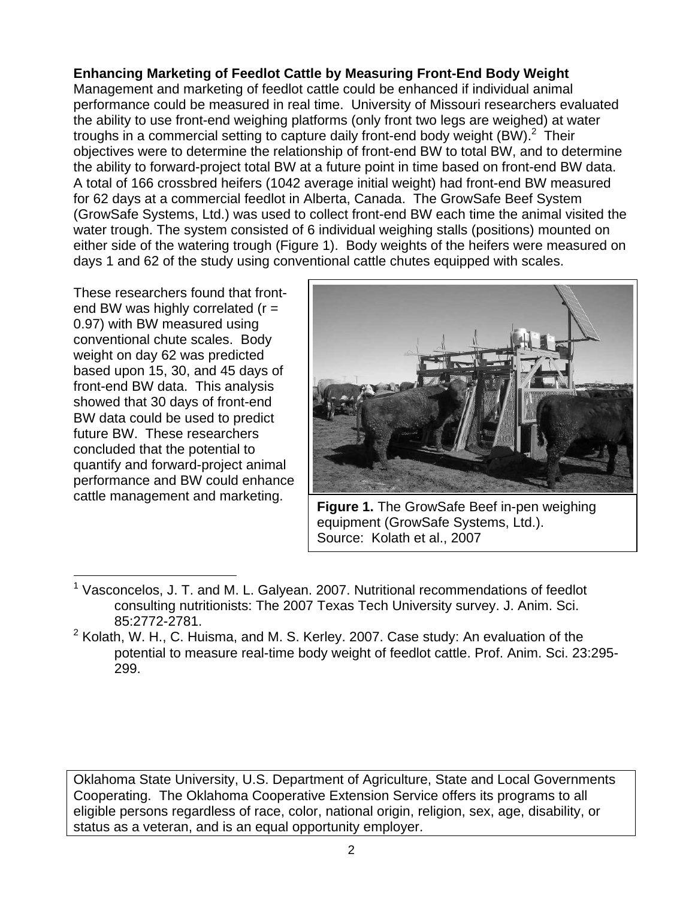**Enhancing Marketing of Feedlot Cattle by Measuring Front-End Body Weight**

Management and marketing of feedlot cattle could be enhanced if individual animal performance could be measured in real time. University of Missouri researchers evaluated the ability to use front-end weighing platforms (only front two legs are weighed) at water troughs in a commercial setting to capture daily front-end body weight (BW).[2] Their objectives were to determine the relationship of front-end BW to total BW, and to determine the ability to forward-project total BW at a future point in time based on front-end BW data. A total of 166 crossbred heifers (1042 average initial weight) had front-end BW measured for 62 days at a commercial feedlot in Alberta, Canada. The GrowSafe Beef System (GrowSafe Systems, Ltd.) was used to collect front-end BW each time the animal visited the water trough. The system consisted of 6 individual weighing stalls (positions) mounted on either side of the watering trough (Figure 1). Body weights of the heifers were measured on days 1 and 62 of the study using conventional cattle chutes equipped with scales.

These researchers found that front-end BW was highly correlated ($r = 0.97$) with BW measured using conventional chute scales. Body weight on day 62 was predicted based upon 15, 30, and 45 days of front-end BW data. This analysis showed that 30 days of front-end BW data could be used to predict future BW. These researchers concluded that the potential to quantify and forward-project animal performance and BW could enhance cattle management and marketing.

**Figure 1.** The GrowSafe Beef in-pen weighing equipment (GrowSafe Systems, Ltd.). Source: Kolath et al., 2007

---

[1] Vasconcelos, J. T. and M. L. Galyean. 2007. Nutritional recommendations of feedlot consulting nutritionists: The 2007 Texas Tech University survey. J. Anim. Sci. 85:2772-2781.

[2] Kolath, W. H., C. Huisma, and M. S. Kerley. 2007. Case study: An evaluation of the potential to measure real-time body weight of feedlot cattle. Prof. Anim. Sci. 23:295-299.

Oklahoma State University, U.S. Department of Agriculture, State and Local Governments Cooperating. The Oklahoma Cooperative Extension Service offers its programs to all eligible persons regardless of race, color, national origin, religion, sex, age, disability, or status as a veteran, and is an equal opportunity employer.